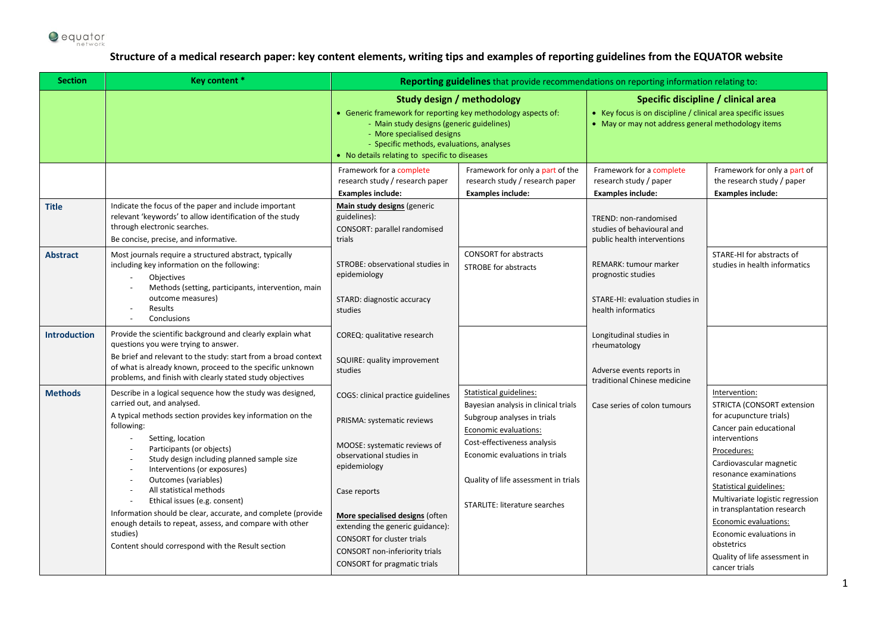# Structure of a medical research paper: key content elements, writing tips and examples of reporting guidelines from the EQUATOR website

| Section | Key content * | **Reporting guidelines** that provide recommendations on reporting information relating to: | | | |
|---|---|---|---|---|---|
| | | **Study design / methodology**<br>• Generic framework for reporting key methodology aspects of:<br>- Main study designs (generic guidelines)<br>- More specialised designs<br>- Specific methods, evaluations, analyses<br>• No details relating to specific to diseases | | **Specific discipline / clinical area**<br>• Key focus is on discipline / clinical area specific issues<br>• May or may not address general methodology items | |
| | | Framework for a complete research study / research paper<br>**Examples include:** | Framework for only a part of the research study / research paper<br>**Examples include:** | Framework for a complete research study / paper<br>**Examples include:** | Framework for only a part of the research study / paper<br>**Examples include:** |
| **Title** | Indicate the focus of the paper and include important relevant 'keywords' to allow identification of the study through electronic searches.<br>Be concise, precise, and informative. | Main study designs (generic guidelines):<br>CONSORT: parallel randomised trials | | TREND: non-randomised studies of behavioural and public health interventions | |
| **Abstract** | Most journals require a structured abstract, typically including key information on the following:<br>- Objectives<br>- Methods (setting, participants, intervention, main outcome measures)<br>- Results<br>- Conclusions | STROBE: observational studies in epidemiology<br>STARD: diagnostic accuracy studies | CONSORT for abstracts<br>STROBE for abstracts | REMARK: tumour marker prognostic studies<br>STARE-HI: evaluation studies in health informatics | STARE-HI for abstracts of studies in health informatics |
| **Introduction** | Provide the scientific background and clearly explain what questions you were trying to answer.<br>Be brief and relevant to the study: start from a broad context of what is already known, proceed to the specific unknown problems, and finish with clearly stated study objectives | COREQ: qualitative research<br>SQUIRE: quality improvement studies | | Longitudinal studies in rheumatology<br>Adverse events reports in traditional Chinese medicine | |
| **Methods** | Describe in a logical sequence how the study was designed, carried out, and analysed.<br>A typical methods section provides key information on the following:<br>- Setting, location<br>- Participants (or objects)<br>- Study design including planned sample size<br>- Interventions (or exposures)<br>- Outcomes (variables)<br>- All statistical methods<br>- Ethical issues (e.g. consent)<br>Information should be clear, accurate, and complete (provide enough details to repeat, assess, and compare with other studies)<br>Content should correspond with the Result section | COGS: clinical practice guidelines<br>PRISMA: systematic reviews<br>MOOSE: systematic reviews of observational studies in epidemiology<br>Case reports<br>More specialised designs (often extending the generic guidance):<br>CONSORT for cluster trials<br>CONSORT non-inferiority trials<br>CONSORT for pragmatic trials | Statistical guidelines:<br>Bayesian analysis in clinical trials<br>Subgroup analyses in trials<br>Economic evaluations:<br>Cost-effectiveness analysis<br>Economic evaluations in trials<br>Quality of life assessment in trials<br>STARLITE: literature searches | Case series of colon tumours | Intervention:<br>STRICTA (CONSORT extension for acupuncture trials)<br>Cancer pain educational interventions<br>Procedures:<br>Cardiovascular magnetic resonance examinations<br>Statistical guidelines:<br>Multivariate logistic regression in transplantation research<br>Economic evaluations:<br>Economic evaluations in obstetrics<br>Quality of life assessment in cancer trials |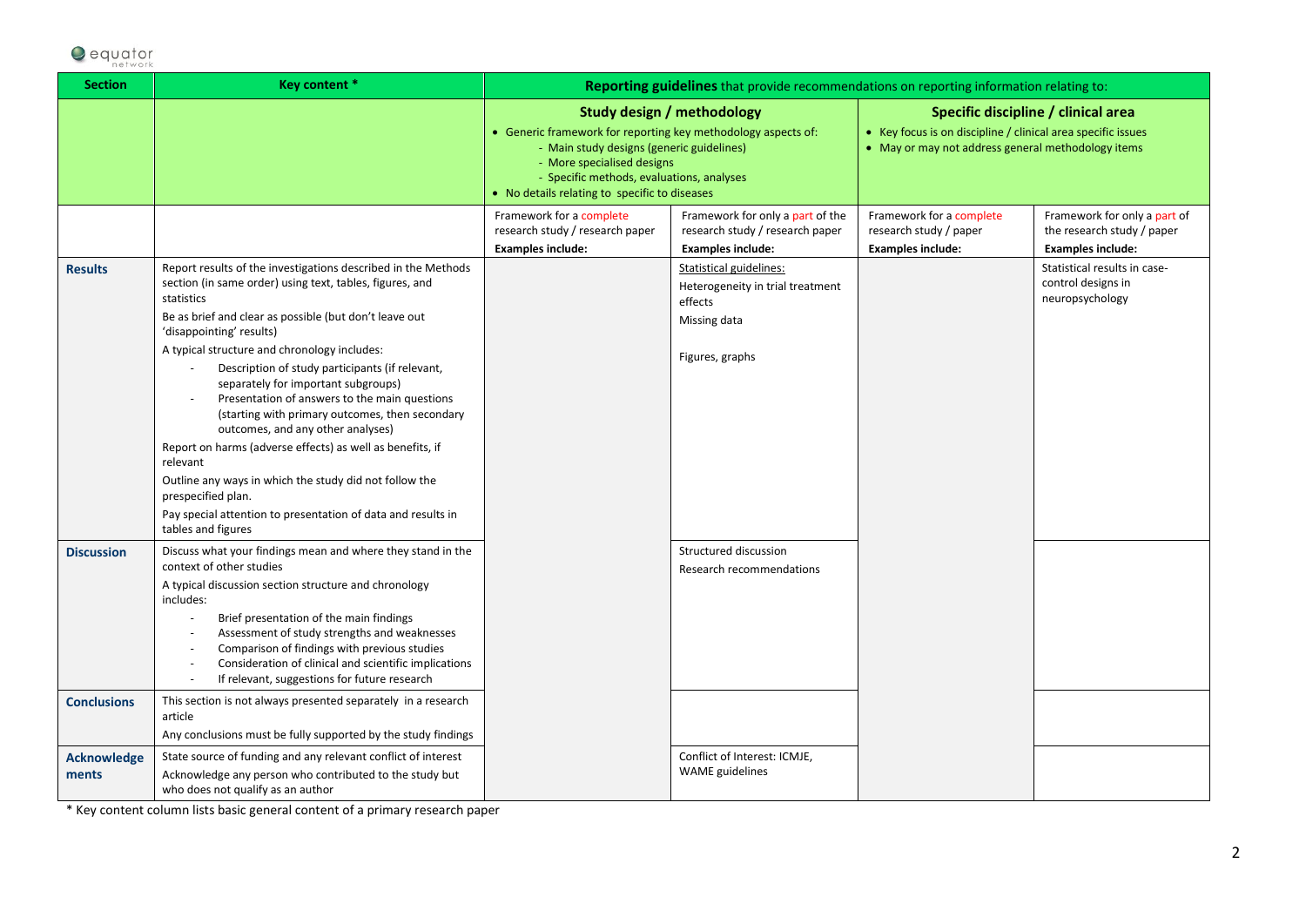| Section | Key content * | Reporting guidelines that provide recommendations on reporting information relating to: | | | |
|---|---|---|---|---|---|
| | | **Study design / methodology**<br>• Generic framework for reporting key methodology aspects of:<br>- Main study designs (generic guidelines)<br>- More specialised designs<br>- Specific methods, evaluations, analyses<br>• No details relating to specific to diseases | | **Specific discipline / clinical area**<br>• Key focus is on discipline / clinical area specific issues<br>• May or may not address general methodology items | |
| | | Framework for a complete research study / research paper<br>**Examples include:** | Framework for only a part of the research study / research paper<br>**Examples include:** | Framework for a complete research study / paper<br>**Examples include:** | Framework for only a part of the research study / paper<br>**Examples include:** |
| **Results** | Report results of the investigations described in the Methods section (in same order) using text, tables, figures, and statistics<br>Be as brief and clear as possible (but don't leave out 'disappointing' results)<br>A typical structure and chronology includes:<br>- Description of study participants (if relevant, separately for important subgroups)<br>- Presentation of answers to the main questions (starting with primary outcomes, then secondary outcomes, and any other analyses)<br>Report on harms (adverse effects) as well as benefits, if relevant<br>Outline any ways in which the study did not follow the prespecified plan.<br>Pay special attention to presentation of data and results in tables and figures | | Statistical guidelines:<br>Heterogeneity in trial treatment effects<br>Missing data<br>Figures, graphs | | Statistical results in case-control designs in neuropsychology |
| **Discussion** | Discuss what your findings mean and where they stand in the context of other studies<br>A typical discussion section structure and chronology includes:<br>- Brief presentation of the main findings<br>- Assessment of study strengths and weaknesses<br>- Comparison of findings with previous studies<br>- Consideration of clinical and scientific implications<br>- If relevant, suggestions for future research | | Structured discussion<br>Research recommendations | | |
| **Conclusions** | This section is not always presented separately in a research article<br>Any conclusions must be fully supported by the study findings | | | | |
| **Acknowledgements** | State source of funding and any relevant conflict of interest<br>Acknowledge any person who contributed to the study but who does not qualify as an author | | Conflict of Interest: ICMJE, WAME guidelines | | |

* Key content column lists basic general content of a primary research paper